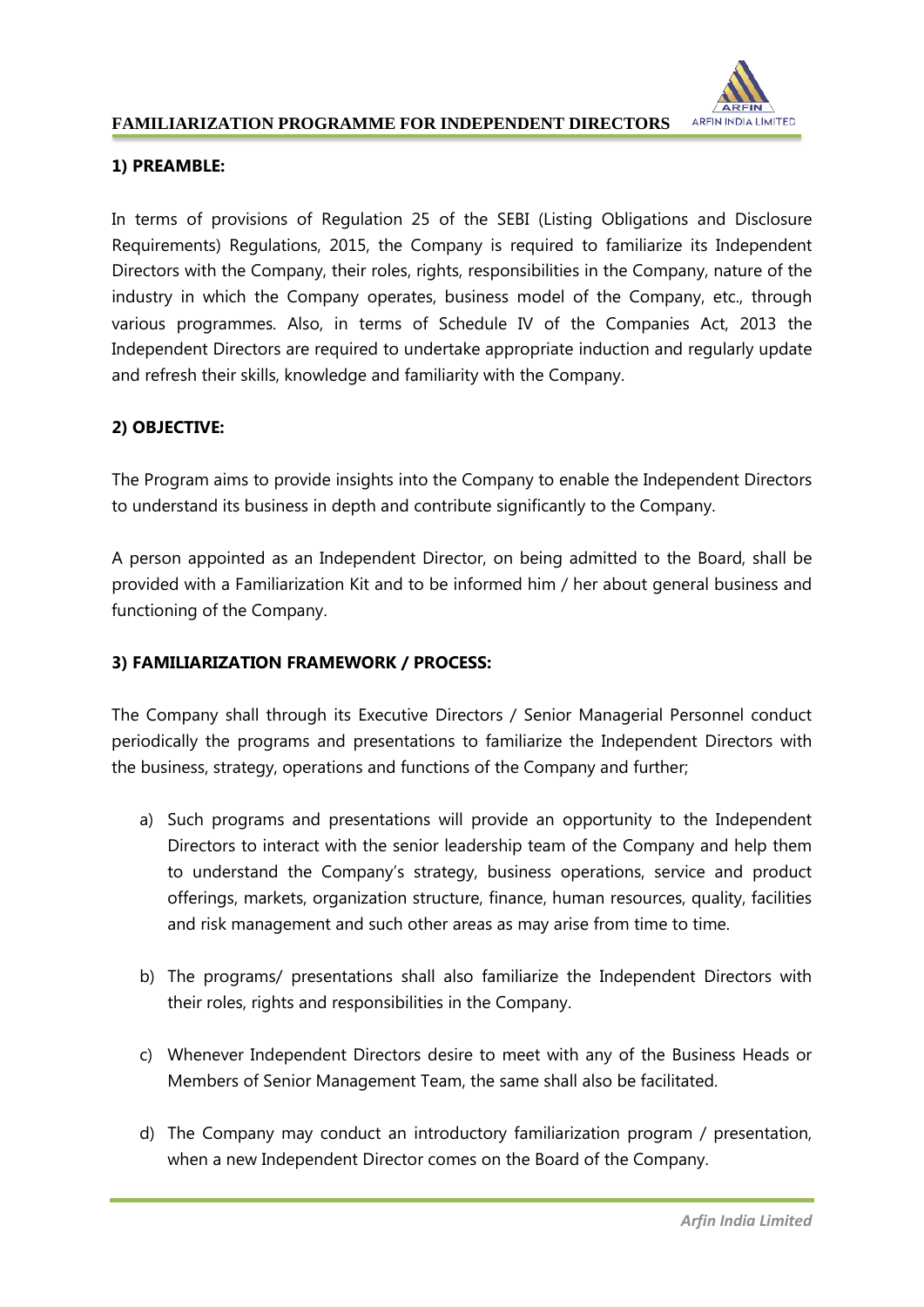# FAMILIARIZATION PROGRAMME FOR INDEPENDENT DIRECTORS

## 1) PREAMBLE:

In terms of provisions of Regulation 25 of the SEBI (Listing Obligations and Disclosure Requirements) Regulations, 2015, the Company is required to familiarize its Independent Directors with the Company, their roles, rights, responsibilities in the Company, nature of the industry in which the Company operates, business model of the Company, etc., through various programmes. Also, in terms of Schedule IV of the Companies Act, 2013 the Independent Directors are required to undertake appropriate induction and regularly update and refresh their skills, knowledge and familiarity with the Company.

## 2) OBJECTIVE:

The Program aims to provide insights into the Company to enable the Independent Directors to understand its business in depth and contribute significantly to the Company.

A person appointed as an Independent Director, on being admitted to the Board, shall be provided with a Familiarization Kit and to be informed him / her about general business and functioning of the Company.

## 3) FAMILIARIZATION FRAMEWORK / PROCESS:

The Company shall through its Executive Directors / Senior Managerial Personnel conduct periodically the programs and presentations to familiarize the Independent Directors with the business, strategy, operations and functions of the Company and further;

a) Such programs and presentations will provide an opportunity to the Independent Directors to interact with the senior leadership team of the Company and help them to understand the Company's strategy, business operations, service and product offerings, markets, organization structure, finance, human resources, quality, facilities and risk management and such other areas as may arise from time to time.

b) The programs/ presentations shall also familiarize the Independent Directors with their roles, rights and responsibilities in the Company.

c) Whenever Independent Directors desire to meet with any of the Business Heads or Members of Senior Management Team, the same shall also be facilitated.

d) The Company may conduct an introductory familiarization program / presentation, when a new Independent Director comes on the Board of the Company.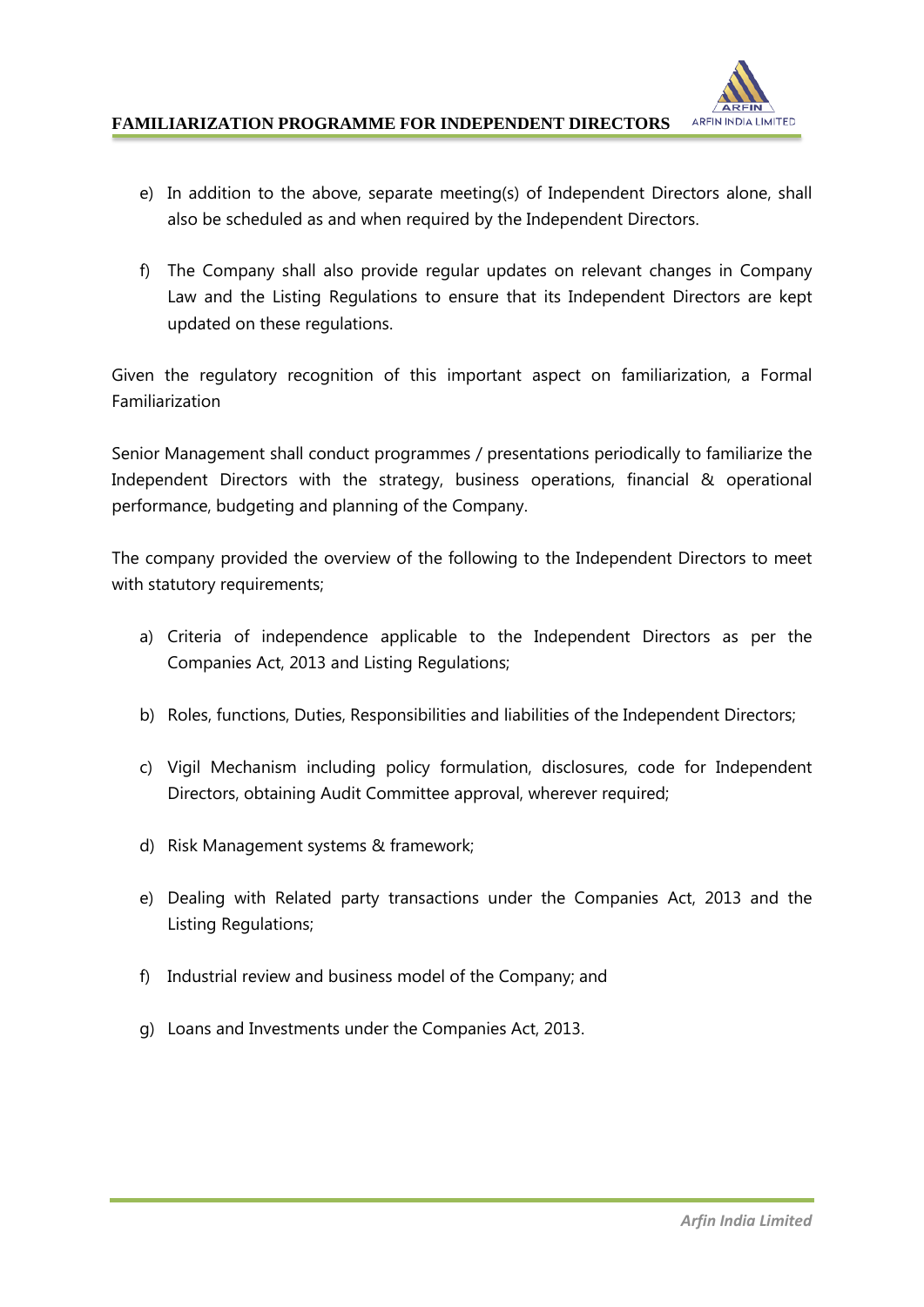e) In addition to the above, separate meeting(s) of Independent Directors alone, shall also be scheduled as and when required by the Independent Directors.

f) The Company shall also provide regular updates on relevant changes in Company Law and the Listing Regulations to ensure that its Independent Directors are kept updated on these regulations.

Given the regulatory recognition of this important aspect on familiarization, a Formal Familiarization

Senior Management shall conduct programmes / presentations periodically to familiarize the Independent Directors with the strategy, business operations, financial & operational performance, budgeting and planning of the Company.

The company provided the overview of the following to the Independent Directors to meet with statutory requirements;

a) Criteria of independence applicable to the Independent Directors as per the Companies Act, 2013 and Listing Regulations;

b) Roles, functions, Duties, Responsibilities and liabilities of the Independent Directors;

c) Vigil Mechanism including policy formulation, disclosures, code for Independent Directors, obtaining Audit Committee approval, wherever required;

d) Risk Management systems & framework;

e) Dealing with Related party transactions under the Companies Act, 2013 and the Listing Regulations;

f) Industrial review and business model of the Company; and

g) Loans and Investments under the Companies Act, 2013.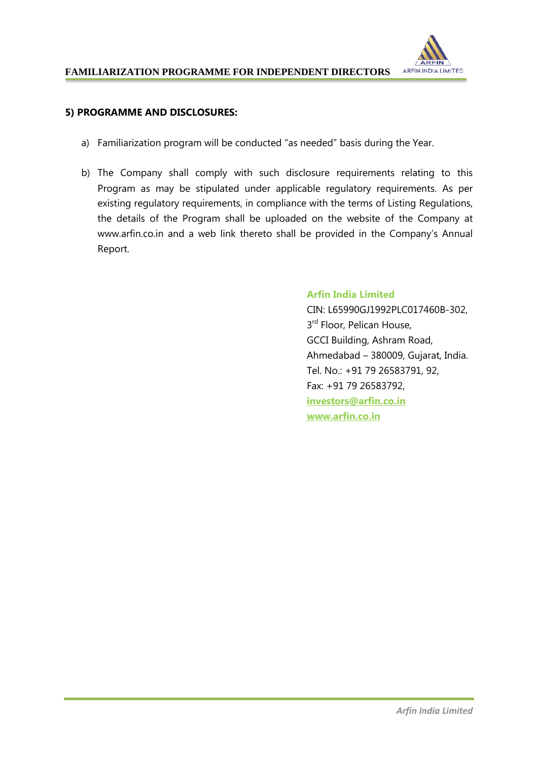## 5) PROGRAMME AND DISCLOSURES:

a) Familiarization program will be conducted "as needed" basis during the Year.

b) The Company shall comply with such disclosure requirements relating to this Program as may be stipulated under applicable regulatory requirements. As per existing regulatory requirements, in compliance with the terms of Listing Regulations, the details of the Program shall be uploaded on the website of the Company at www.arfin.co.in and a web link thereto shall be provided in the Company's Annual Report.

**Arfin India Limited**
CIN: L65990GJ1992PLC017460B-302,
3rd Floor, Pelican House,
GCCI Building, Ashram Road,
Ahmedabad – 380009, Gujarat, India.
Tel. No.: +91 79 26583791, 92,
Fax: +91 79 26583792,
**investors@arfin.co.in**
**www.arfin.co.in**